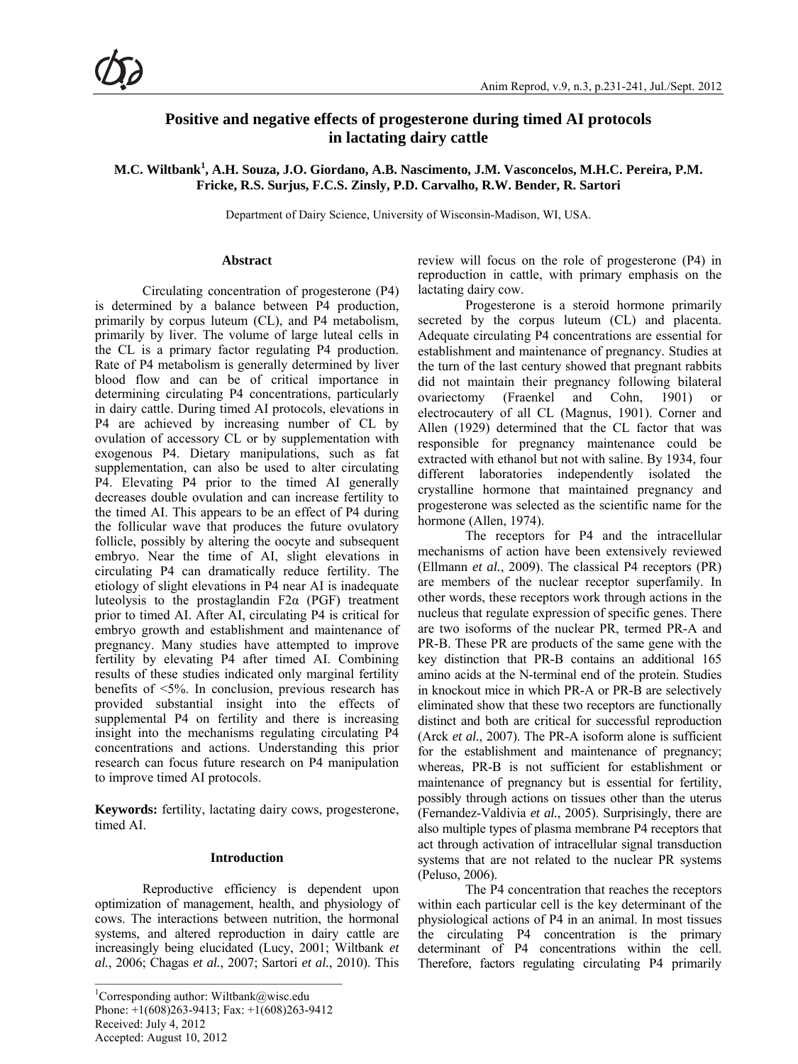# Positive and negative effects of progesterone during timed AI protocols in lactating dairy cattle

**M.C. Wiltbank[1], A.H. Souza, J.O. Giordano, A.B. Nascimento, J.M. Vasconcelos, M.H.C. Pereira, P.M. Fricke, R.S. Surjus, F.C.S. Zinsly, P.D. Carvalho, R.W. Bender, R. Sartori**

Department of Dairy Science, University of Wisconsin-Madison, WI, USA.

## Abstract

Circulating concentration of progesterone (P4) is determined by a balance between P4 production, primarily by corpus luteum (CL), and P4 metabolism, primarily by liver. The volume of large luteal cells in the CL is a primary factor regulating P4 production. Rate of P4 metabolism is generally determined by liver blood flow and can be of critical importance in determining circulating P4 concentrations, particularly in dairy cattle. During timed AI protocols, elevations in P4 are achieved by increasing number of CL by ovulation of accessory CL or by supplementation with exogenous P4. Dietary manipulations, such as fat supplementation, can also be used to alter circulating P4. Elevating P4 prior to the timed AI generally decreases double ovulation and can increase fertility to the timed AI. This appears to be an effect of P4 during the follicular wave that produces the future ovulatory follicle, possibly by altering the oocyte and subsequent embryo. Near the time of AI, slight elevations in circulating P4 can dramatically reduce fertility. The etiology of slight elevations in P4 near AI is inadequate luteolysis to the prostaglandin F2α (PGF) treatment prior to timed AI. After AI, circulating P4 is critical for embryo growth and establishment and maintenance of pregnancy. Many studies have attempted to improve fertility by elevating P4 after timed AI. Combining results of these studies indicated only marginal fertility benefits of <5%. In conclusion, previous research has provided substantial insight into the effects of supplemental P4 on fertility and there is increasing insight into the mechanisms regulating circulating P4 concentrations and actions. Understanding this prior research can focus future research on P4 manipulation to improve timed AI protocols.

**Keywords:** fertility, lactating dairy cows, progesterone, timed AI.

## Introduction

Reproductive efficiency is dependent upon optimization of management, health, and physiology of cows. The interactions between nutrition, the hormonal systems, and altered reproduction in dairy cattle are increasingly being elucidated (Lucy, 2001; Wiltbank *et al.*, 2006; Chagas *et al.*, 2007; Sartori *et al.*, 2010). This review will focus on the role of progesterone (P4) in reproduction in cattle, with primary emphasis on the lactating dairy cow.

Progesterone is a steroid hormone primarily secreted by the corpus luteum (CL) and placenta. Adequate circulating P4 concentrations are essential for establishment and maintenance of pregnancy. Studies at the turn of the last century showed that pregnant rabbits did not maintain their pregnancy following bilateral ovariectomy (Fraenkel and Cohn, 1901) or electrocautery of all CL (Magnus, 1901). Corner and Allen (1929) determined that the CL factor that was responsible for pregnancy maintenance could be extracted with ethanol but not with saline. By 1934, four different laboratories independently isolated the crystalline hormone that maintained pregnancy and progesterone was selected as the scientific name for the hormone (Allen, 1974).

The receptors for P4 and the intracellular mechanisms of action have been extensively reviewed (Ellmann *et al.*, 2009). The classical P4 receptors (PR) are members of the nuclear receptor superfamily. In other words, these receptors work through actions in the nucleus that regulate expression of specific genes. There are two isoforms of the nuclear PR, termed PR-A and PR-B. These PR are products of the same gene with the key distinction that PR-B contains an additional 165 amino acids at the N-terminal end of the protein. Studies in knockout mice in which PR-A or PR-B are selectively eliminated show that these two receptors are functionally distinct and both are critical for successful reproduction (Arck *et al.*, 2007). The PR-A isoform alone is sufficient for the establishment and maintenance of pregnancy; whereas, PR-B is not sufficient for establishment or maintenance of pregnancy but is essential for fertility, possibly through actions on tissues other than the uterus (Fernandez-Valdivia *et al.*, 2005). Surprisingly, there are also multiple types of plasma membrane P4 receptors that act through activation of intracellular signal transduction systems that are not related to the nuclear PR systems (Peluso, 2006).

The P4 concentration that reaches the receptors within each particular cell is the key determinant of the physiological actions of P4 in an animal. In most tissues the circulating P4 concentration is the primary determinant of P4 concentrations within the cell. Therefore, factors regulating circulating P4 primarily

---

[1]Corresponding author: Wiltbank@wisc.edu
Phone: +1(608)263-9413; Fax: +1(608)263-9412
Received: July 4, 2012
Accepted: August 10, 2012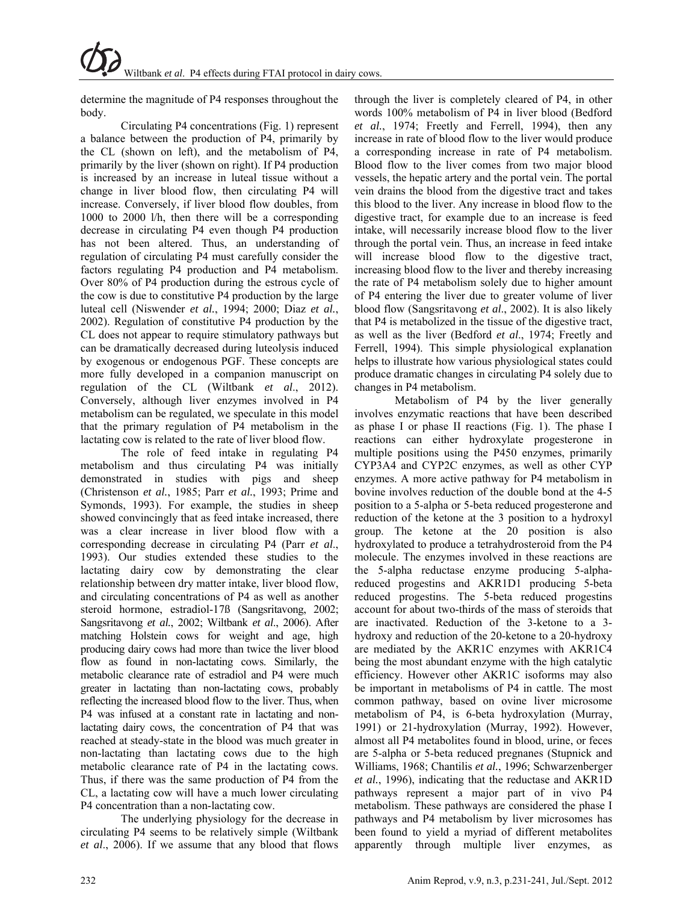determine the magnitude of P4 responses throughout the body.

Circulating P4 concentrations (Fig. 1) represent a balance between the production of P4, primarily by the CL (shown on left), and the metabolism of P4, primarily by the liver (shown on right). If P4 production is increased by an increase in luteal tissue without a change in liver blood flow, then circulating P4 will increase. Conversely, if liver blood flow doubles, from 1000 to 2000 l/h, then there will be a corresponding decrease in circulating P4 even though P4 production has not been altered. Thus, an understanding of regulation of circulating P4 must carefully consider the factors regulating P4 production and P4 metabolism. Over 80% of P4 production during the estrous cycle of the cow is due to constitutive P4 production by the large luteal cell (Niswender *et al.*, 1994; 2000; Diaz *et al.*, 2002). Regulation of constitutive P4 production by the CL does not appear to require stimulatory pathways but can be dramatically decreased during luteolysis induced by exogenous or endogenous PGF. These concepts are more fully developed in a companion manuscript on regulation of the CL (Wiltbank *et al*., 2012). Conversely, although liver enzymes involved in P4 metabolism can be regulated, we speculate in this model that the primary regulation of P4 metabolism in the lactating cow is related to the rate of liver blood flow.

The role of feed intake in regulating P4 metabolism and thus circulating P4 was initially demonstrated in studies with pigs and sheep (Christenson *et al.*, 1985; Parr *et al.*, 1993; Prime and Symonds, 1993). For example, the studies in sheep showed convincingly that as feed intake increased, there was a clear increase in liver blood flow with a corresponding decrease in circulating P4 (Parr *et al*., 1993). Our studies extended these studies to the lactating dairy cow by demonstrating the clear relationship between dry matter intake, liver blood flow, and circulating concentrations of P4 as well as another steroid hormone, estradiol-17ß (Sangsritavong, 2002; Sangsritavong *et al.*, 2002; Wiltbank *et al*., 2006). After matching Holstein cows for weight and age, high producing dairy cows had more than twice the liver blood flow as found in non-lactating cows. Similarly, the metabolic clearance rate of estradiol and P4 were much greater in lactating than non-lactating cows, probably reflecting the increased blood flow to the liver. Thus, when P4 was infused at a constant rate in lactating and non-lactating dairy cows, the concentration of P4 that was reached at steady-state in the blood was much greater in non-lactating than lactating cows due to the high metabolic clearance rate of P4 in the lactating cows. Thus, if there was the same production of P4 from the CL, a lactating cow will have a much lower circulating P4 concentration than a non-lactating cow.

The underlying physiology for the decrease in circulating P4 seems to be relatively simple (Wiltbank *et al*., 2006). If we assume that any blood that flows through the liver is completely cleared of P4, in other words 100% metabolism of P4 in liver blood (Bedford *et al.*, 1974; Freetly and Ferrell, 1994), then any increase in rate of blood flow to the liver would produce a corresponding increase in rate of P4 metabolism. Blood flow to the liver comes from two major blood vessels, the hepatic artery and the portal vein. The portal vein drains the blood from the digestive tract and takes this blood to the liver. Any increase in blood flow to the digestive tract, for example due to an increase is feed intake, will necessarily increase blood flow to the liver through the portal vein. Thus, an increase in feed intake will increase blood flow to the digestive tract, increasing blood flow to the liver and thereby increasing the rate of P4 metabolism solely due to higher amount of P4 entering the liver due to greater volume of liver blood flow (Sangsritavong *et al*., 2002). It is also likely that P4 is metabolized in the tissue of the digestive tract, as well as the liver (Bedford *et al*., 1974; Freetly and Ferrell, 1994). This simple physiological explanation helps to illustrate how various physiological states could produce dramatic changes in circulating P4 solely due to changes in P4 metabolism.

Metabolism of P4 by the liver generally involves enzymatic reactions that have been described as phase I or phase II reactions (Fig. 1). The phase I reactions can either hydroxylate progesterone in multiple positions using the P450 enzymes, primarily CYP3A4 and CYP2C enzymes, as well as other CYP enzymes. A more active pathway for P4 metabolism in bovine involves reduction of the double bond at the 4-5 position to a 5-alpha or 5-beta reduced progesterone and reduction of the ketone at the 3 position to a hydroxyl group. The ketone at the 20 position is also hydroxylated to produce a tetrahydrosteroid from the P4 molecule. The enzymes involved in these reactions are the 5-alpha reductase enzyme producing 5-alpha-reduced progestins and AKR1D1 producing 5-beta reduced progestins. The 5-beta reduced progestins account for about two-thirds of the mass of steroids that are inactivated. Reduction of the 3-ketone to a 3-hydroxy and reduction of the 20-ketone to a 20-hydroxy are mediated by the AKR1C enzymes with AKR1C4 being the most abundant enzyme with the high catalytic efficiency. However other AKR1C isoforms may also be important in metabolisms of P4 in cattle. The most common pathway, based on ovine liver microsome metabolism of P4, is 6-beta hydroxylation (Murray, 1991) or 21-hydroxylation (Murray, 1992). However, almost all P4 metabolites found in blood, urine, or feces are 5-alpha or 5-beta reduced pregnanes (Stupnick and Williams, 1968; Chantilis *et al.*, 1996; Schwarzenberger *et al.*, 1996), indicating that the reductase and AKR1D pathways represent a major part of in vivo P4 metabolism. These pathways are considered the phase I pathways and P4 metabolism by liver microsomes has been found to yield a myriad of different metabolites apparently through multiple liver enzymes, as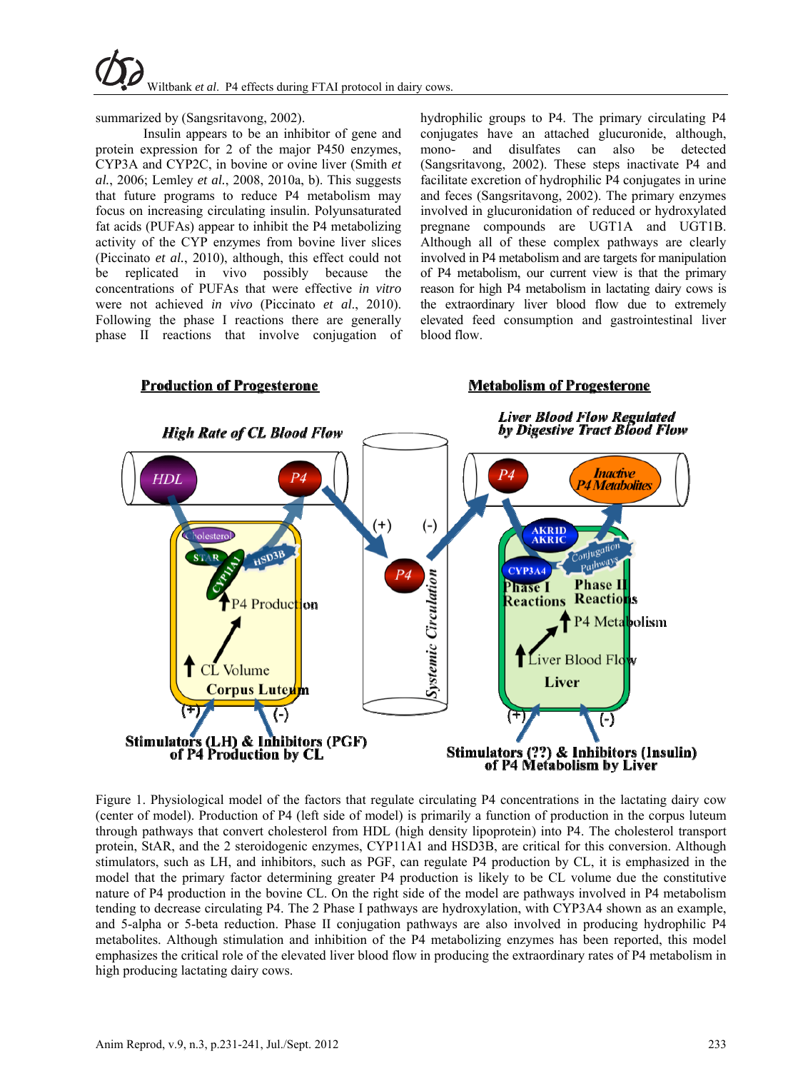summarized by (Sangsritavong, 2002).

Insulin appears to be an inhibitor of gene and protein expression for 2 of the major P450 enzymes, CYP3A and CYP2C, in bovine or ovine liver (Smith *et al.*, 2006; Lemley *et al.*, 2008, 2010a, b). This suggests that future programs to reduce P4 metabolism may focus on increasing circulating insulin. Polyunsaturated fat acids (PUFAs) appear to inhibit the P4 metabolizing activity of the CYP enzymes from bovine liver slices (Piccinato *et al.*, 2010), although, this effect could not be replicated in vivo possibly because the concentrations of PUFAs that were effective *in vitro* were not achieved *in vivo* (Piccinato *et al*., 2010). Following the phase I reactions there are generally phase II reactions that involve conjugation of hydrophilic groups to P4. The primary circulating P4 conjugates have an attached glucuronide, although, mono- and disulfates can also be detected (Sangsritavong, 2002). These steps inactivate P4 and facilitate excretion of hydrophilic P4 conjugates in urine and feces (Sangsritavong, 2002). The primary enzymes involved in glucuronidation of reduced or hydroxylated pregnane compounds are UGT1A and UGT1B. Although all of these complex pathways are clearly involved in P4 metabolism and are targets for manipulation of P4 metabolism, our current view is that the primary reason for high P4 metabolism in lactating dairy cows is the extraordinary liver blood flow due to extremely elevated feed consumption and gastrointestinal liver blood flow.

Figure 1. Physiological model of the factors that regulate circulating P4 concentrations in the lactating dairy cow (center of model). Production of P4 (left side of model) is primarily a function of production in the corpus luteum through pathways that convert cholesterol from HDL (high density lipoprotein) into P4. The cholesterol transport protein, StAR, and the 2 steroidogenic enzymes, CYP11A1 and HSD3B, are critical for this conversion. Although stimulators, such as LH, and inhibitors, such as PGF, can regulate P4 production by CL, it is emphasized in the model that the primary factor determining greater P4 production is likely to be CL volume due the constitutive nature of P4 production in the bovine CL. On the right side of the model are pathways involved in P4 metabolism tending to decrease circulating P4. The 2 Phase I pathways are hydroxylation, with CYP3A4 shown as an example, and 5-alpha or 5-beta reduction. Phase II conjugation pathways are also involved in producing hydrophilic P4 metabolites. Although stimulation and inhibition of the P4 metabolizing enzymes has been reported, this model emphasizes the critical role of the elevated liver blood flow in producing the extraordinary rates of P4 metabolism in high producing lactating dairy cows.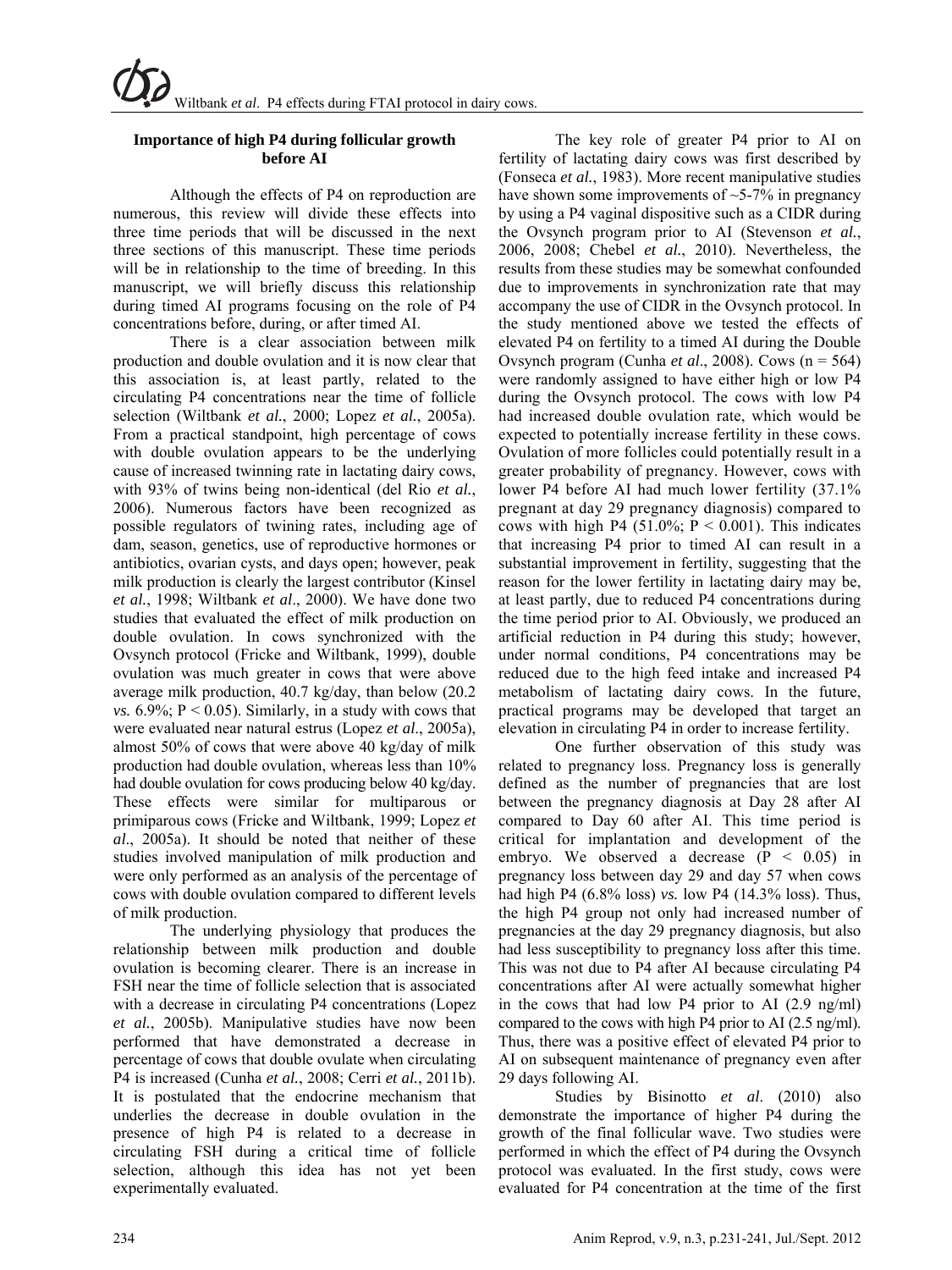### Importance of high P4 during follicular growth before AI

Although the effects of P4 on reproduction are numerous, this review will divide these effects into three time periods that will be discussed in the next three sections of this manuscript. These time periods will be in relationship to the time of breeding. In this manuscript, we will briefly discuss this relationship during timed AI programs focusing on the role of P4 concentrations before, during, or after timed AI.

There is a clear association between milk production and double ovulation and it is now clear that this association is, at least partly, related to the circulating P4 concentrations near the time of follicle selection (Wiltbank *et al.*, 2000; Lopez *et al.*, 2005a). From a practical standpoint, high percentage of cows with double ovulation appears to be the underlying cause of increased twinning rate in lactating dairy cows, with 93% of twins being non-identical (del Rio *et al.*, 2006). Numerous factors have been recognized as possible regulators of twining rates, including age of dam, season, genetics, use of reproductive hormones or antibiotics, ovarian cysts, and days open; however, peak milk production is clearly the largest contributor (Kinsel *et al.*, 1998; Wiltbank *et al*., 2000). We have done two studies that evaluated the effect of milk production on double ovulation. In cows synchronized with the Ovsynch protocol (Fricke and Wiltbank, 1999), double ovulation was much greater in cows that were above average milk production, 40.7 kg/day, than below (20.2 *vs.* 6.9%; $P < 0.05$). Similarly, in a study with cows that were evaluated near natural estrus (Lopez *et al*., 2005a), almost 50% of cows that were above 40 kg/day of milk production had double ovulation, whereas less than 10% had double ovulation for cows producing below 40 kg/day. These effects were similar for multiparous or primiparous cows (Fricke and Wiltbank, 1999; Lopez *et al*., 2005a). It should be noted that neither of these studies involved manipulation of milk production and were only performed as an analysis of the percentage of cows with double ovulation compared to different levels of milk production.

The underlying physiology that produces the relationship between milk production and double ovulation is becoming clearer. There is an increase in FSH near the time of follicle selection that is associated with a decrease in circulating P4 concentrations (Lopez *et al.*, 2005b). Manipulative studies have now been performed that have demonstrated a decrease in percentage of cows that double ovulate when circulating P4 is increased (Cunha *et al.*, 2008; Cerri *et al.*, 2011b). It is postulated that the endocrine mechanism that underlies the decrease in double ovulation in the presence of high P4 is related to a decrease in circulating FSH during a critical time of follicle selection, although this idea has not yet been experimentally evaluated.

The key role of greater P4 prior to AI on fertility of lactating dairy cows was first described by (Fonseca *et al.*, 1983). More recent manipulative studies have shown some improvements of ~5-7% in pregnancy by using a P4 vaginal dispositive such as a CIDR during the Ovsynch program prior to AI (Stevenson *et al.*, 2006, 2008; Chebel *et al.*, 2010). Nevertheless, the results from these studies may be somewhat confounded due to improvements in synchronization rate that may accompany the use of CIDR in the Ovsynch protocol. In the study mentioned above we tested the effects of elevated P4 on fertility to a timed AI during the Double Ovsynch program (Cunha *et al*., 2008). Cows ($n = 564$) were randomly assigned to have either high or low P4 during the Ovsynch protocol. The cows with low P4 had increased double ovulation rate, which would be expected to potentially increase fertility in these cows. Ovulation of more follicles could potentially result in a greater probability of pregnancy. However, cows with lower P4 before AI had much lower fertility (37.1% pregnant at day 29 pregnancy diagnosis) compared to cows with high P4 (51.0%; $P < 0.001$). This indicates that increasing P4 prior to timed AI can result in a substantial improvement in fertility, suggesting that the reason for the lower fertility in lactating dairy may be, at least partly, due to reduced P4 concentrations during the time period prior to AI. Obviously, we produced an artificial reduction in P4 during this study; however, under normal conditions, P4 concentrations may be reduced due to the high feed intake and increased P4 metabolism of lactating dairy cows. In the future, practical programs may be developed that target an elevation in circulating P4 in order to increase fertility.

One further observation of this study was related to pregnancy loss. Pregnancy loss is generally defined as the number of pregnancies that are lost between the pregnancy diagnosis at Day 28 after AI compared to Day 60 after AI. This time period is critical for implantation and development of the embryo. We observed a decrease ($P < 0.05$) in pregnancy loss between day 29 and day 57 when cows had high P4 (6.8% loss) *vs.* low P4 (14.3% loss). Thus, the high P4 group not only had increased number of pregnancies at the day 29 pregnancy diagnosis, but also had less susceptibility to pregnancy loss after this time. This was not due to P4 after AI because circulating P4 concentrations after AI were actually somewhat higher in the cows that had low P4 prior to AI (2.9 ng/ml) compared to the cows with high P4 prior to AI (2.5 ng/ml). Thus, there was a positive effect of elevated P4 prior to AI on subsequent maintenance of pregnancy even after 29 days following AI.

Studies by Bisinotto *et al*. (2010) also demonstrate the importance of higher P4 during the growth of the final follicular wave. Two studies were performed in which the effect of P4 during the Ovsynch protocol was evaluated. In the first study, cows were evaluated for P4 concentration at the time of the first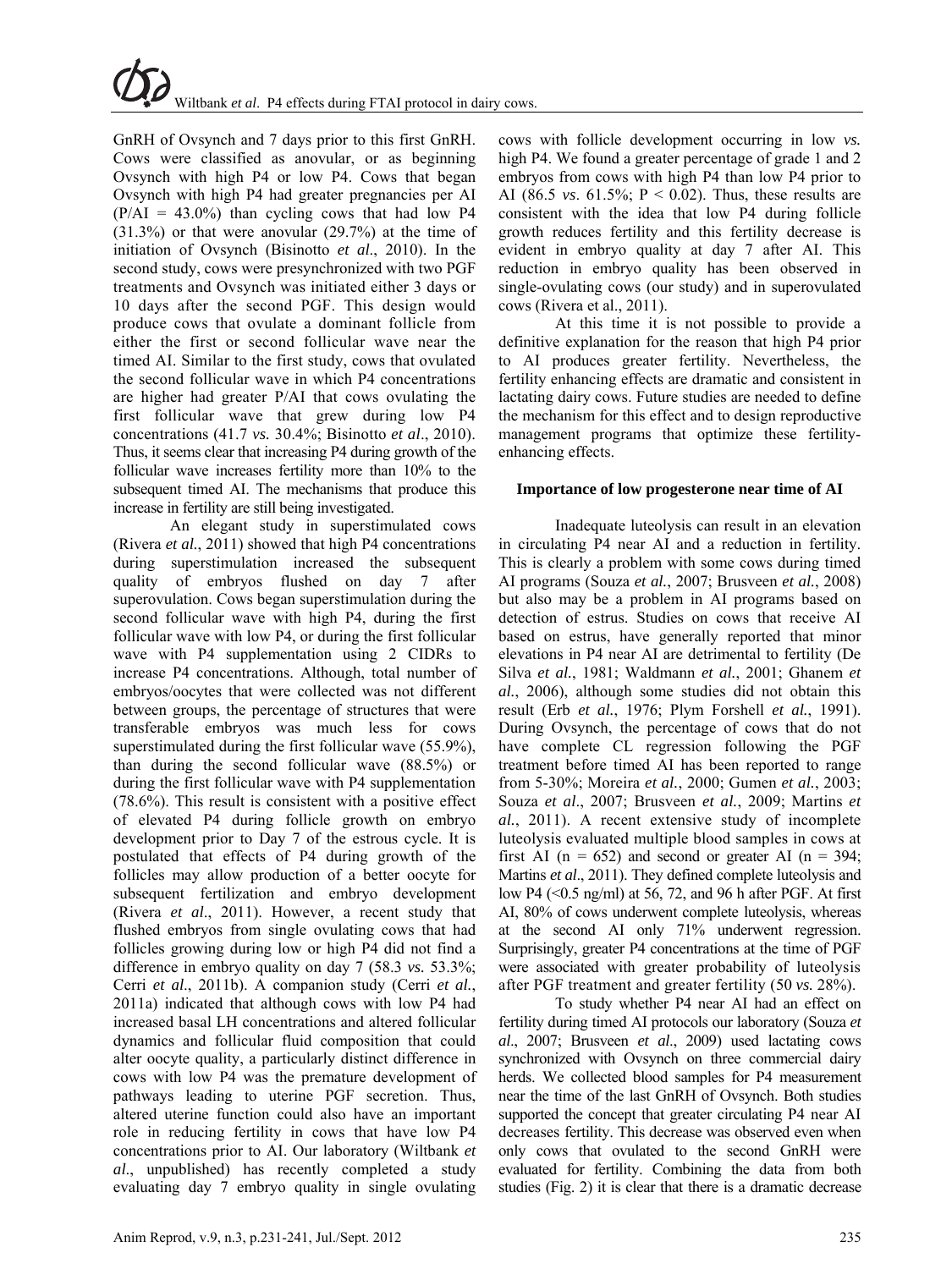GnRH of Ovsynch and 7 days prior to this first GnRH. Cows were classified as anovular, or as beginning Ovsynch with high P4 or low P4. Cows that began Ovsynch with high P4 had greater pregnancies per AI (P/AI = 43.0%) than cycling cows that had low P4 (31.3%) or that were anovular (29.7%) at the time of initiation of Ovsynch (Bisinotto *et al.*, 2010). In the second study, cows were presynchronized with two PGF treatments and Ovsynch was initiated either 3 days or 10 days after the second PGF. This design would produce cows that ovulate a dominant follicle from either the first or second follicular wave near the timed AI. Similar to the first study, cows that ovulated the second follicular wave in which P4 concentrations are higher had greater P/AI that cows ovulating the first follicular wave that grew during low P4 concentrations (41.7 *vs.* 30.4%; Bisinotto *et al*., 2010). Thus, it seems clear that increasing P4 during growth of the follicular wave increases fertility more than 10% to the subsequent timed AI. The mechanisms that produce this increase in fertility are still being investigated.

An elegant study in superstimulated cows (Rivera *et al.*, 2011) showed that high P4 concentrations during superstimulation increased the subsequent quality of embryos flushed on day 7 after superovulation. Cows began superstimulation during the second follicular wave with high P4, during the first follicular wave with low P4, or during the first follicular wave with P4 supplementation using 2 CIDRs to increase P4 concentrations. Although, total number of embryos/oocytes that were collected was not different between groups, the percentage of structures that were transferable embryos was much less for cows superstimulated during the first follicular wave (55.9%), than during the second follicular wave (88.5%) or during the first follicular wave with P4 supplementation (78.6%). This result is consistent with a positive effect of elevated P4 during follicle growth on embryo development prior to Day 7 of the estrous cycle. It is postulated that effects of P4 during growth of the follicles may allow production of a better oocyte for subsequent fertilization and embryo development (Rivera *et al*., 2011). However, a recent study that flushed embryos from single ovulating cows that had follicles growing during low or high P4 did not find a difference in embryo quality on day 7 (58.3 *vs.* 53.3%; Cerri *et al*., 2011b). A companion study (Cerri *et al.*, 2011a) indicated that although cows with low P4 had increased basal LH concentrations and altered follicular dynamics and follicular fluid composition that could alter oocyte quality, a particularly distinct difference in cows with low P4 was the premature development of pathways leading to uterine PGF secretion. Thus, altered uterine function could also have an important role in reducing fertility in cows that have low P4 concentrations prior to AI. Our laboratory (Wiltbank *et al*., unpublished) has recently completed a study evaluating day 7 embryo quality in single ovulating cows with follicle development occurring in low *vs.* high P4. We found a greater percentage of grade 1 and 2 embryos from cows with high P4 than low P4 prior to AI (86.5 *vs*. 61.5%; P < 0.02). Thus, these results are consistent with the idea that low P4 during follicle growth reduces fertility and this fertility decrease is evident in embryo quality at day 7 after AI. This reduction in embryo quality has been observed in single-ovulating cows (our study) and in superovulated cows (Rivera et al., 2011).

At this time it is not possible to provide a definitive explanation for the reason that high P4 prior to AI produces greater fertility. Nevertheless, the fertility enhancing effects are dramatic and consistent in lactating dairy cows. Future studies are needed to define the mechanism for this effect and to design reproductive management programs that optimize these fertility-enhancing effects.

### Importance of low progesterone near time of AI

Inadequate luteolysis can result in an elevation in circulating P4 near AI and a reduction in fertility. This is clearly a problem with some cows during timed AI programs (Souza *et al.*, 2007; Brusveen *et al.*, 2008) but also may be a problem in AI programs based on detection of estrus. Studies on cows that receive AI based on estrus, have generally reported that minor elevations in P4 near AI are detrimental to fertility (De Silva *et al.*, 1981; Waldmann *et al.*, 2001; Ghanem *et al.*, 2006), although some studies did not obtain this result (Erb *et al.*, 1976; Plym Forshell *et al.*, 1991). During Ovsynch, the percentage of cows that do not have complete CL regression following the PGF treatment before timed AI has been reported to range from 5-30%; Moreira *et al.*, 2000; Gumen *et al.*, 2003; Souza *et al*., 2007; Brusveen *et al.*, 2009; Martins *et al.*, 2011). A recent extensive study of incomplete luteolysis evaluated multiple blood samples in cows at first AI (n = 652) and second or greater AI (n = 394; Martins *et al*., 2011). They defined complete luteolysis and low P4 (<0.5 ng/ml) at 56, 72, and 96 h after PGF. At first AI, 80% of cows underwent complete luteolysis, whereas at the second AI only 71% underwent regression. Surprisingly, greater P4 concentrations at the time of PGF were associated with greater probability of luteolysis after PGF treatment and greater fertility (50 *vs.* 28%).

To study whether P4 near AI had an effect on fertility during timed AI protocols our laboratory (Souza *et al*., 2007; Brusveen *et al*., 2009) used lactating cows synchronized with Ovsynch on three commercial dairy herds. We collected blood samples for P4 measurement near the time of the last GnRH of Ovsynch. Both studies supported the concept that greater circulating P4 near AI decreases fertility. This decrease was observed even when only cows that ovulated to the second GnRH were evaluated for fertility. Combining the data from both studies (Fig. 2) it is clear that there is a dramatic decrease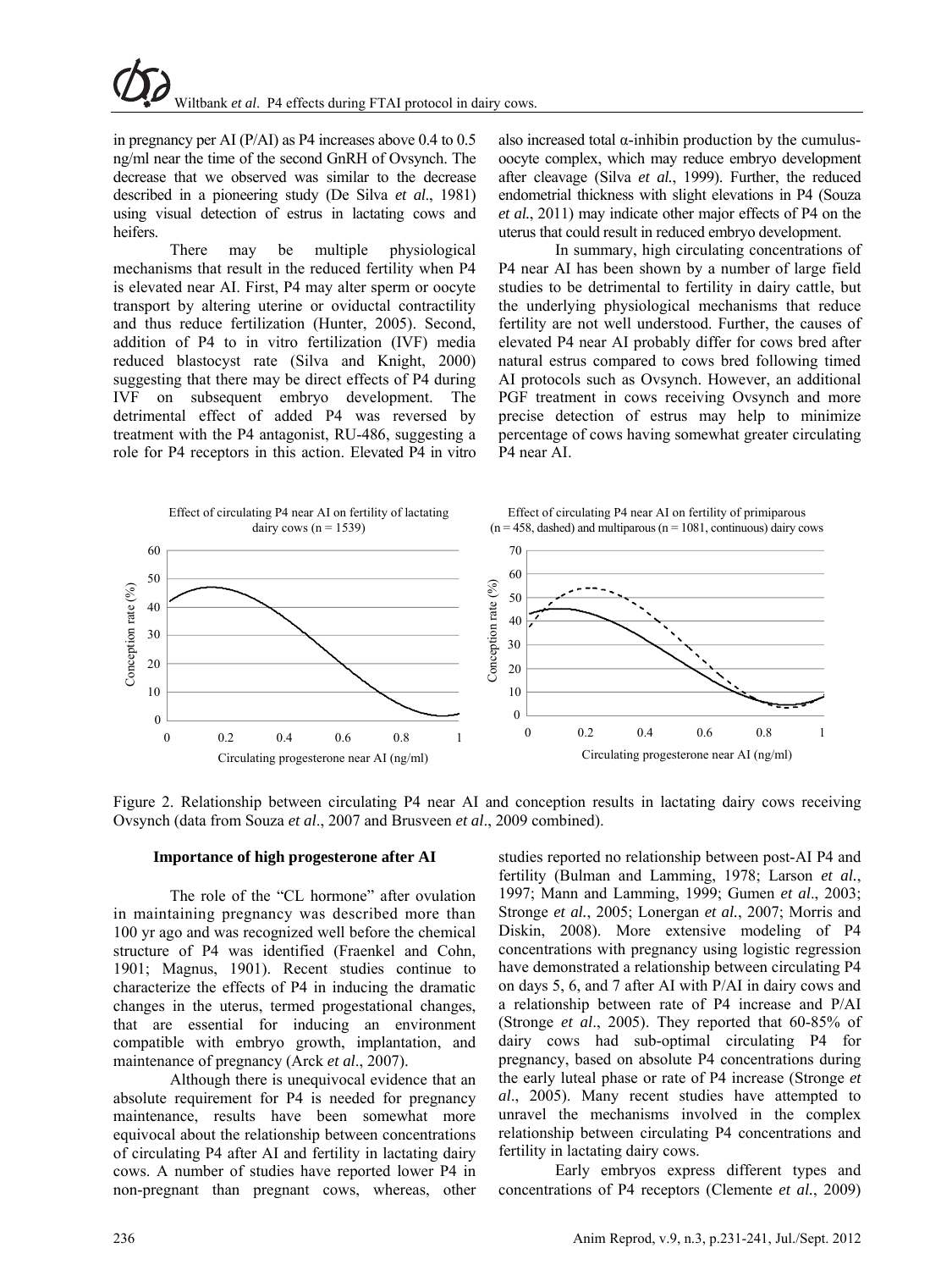in pregnancy per AI (P/AI) as P4 increases above 0.4 to 0.5 ng/ml near the time of the second GnRH of Ovsynch. The decrease that we observed was similar to the decrease described in a pioneering study (De Silva *et al*., 1981) using visual detection of estrus in lactating cows and heifers.

There may be multiple physiological mechanisms that result in the reduced fertility when P4 is elevated near AI. First, P4 may alter sperm or oocyte transport by altering uterine or oviductal contractility and thus reduce fertilization (Hunter, 2005). Second, addition of P4 to in vitro fertilization (IVF) media reduced blastocyst rate (Silva and Knight, 2000) suggesting that there may be direct effects of P4 during IVF on subsequent embryo development. The detrimental effect of added P4 was reversed by treatment with the P4 antagonist, RU-486, suggesting a role for P4 receptors in this action. Elevated P4 in vitro also increased total α-inhibin production by the cumulus-oocyte complex, which may reduce embryo development after cleavage (Silva *et al*., 1999). Further, the reduced endometrial thickness with slight elevations in P4 (Souza *et al*., 2011) may indicate other major effects of P4 on the uterus that could result in reduced embryo development.

In summary, high circulating concentrations of P4 near AI has been shown by a number of large field studies to be detrimental to fertility in dairy cattle, but the underlying physiological mechanisms that reduce fertility are not well understood. Further, the causes of elevated P4 near AI probably differ for cows bred after natural estrus compared to cows bred following timed AI protocols such as Ovsynch. However, an additional PGF treatment in cows receiving Ovsynch and more precise detection of estrus may help to minimize percentage of cows having somewhat greater circulating P4 near AI.

Figure 2. Relationship between circulating P4 near AI and conception results in lactating dairy cows receiving Ovsynch (data from Souza *et al*., 2007 and Brusveen *et al*., 2009 combined).

### Importance of high progesterone after AI

The role of the "CL hormone" after ovulation in maintaining pregnancy was described more than 100 yr ago and was recognized well before the chemical structure of P4 was identified (Fraenkel and Cohn, 1901; Magnus, 1901). Recent studies continue to characterize the effects of P4 in inducing the dramatic changes in the uterus, termed progestational changes, that are essential for inducing an environment compatible with embryo growth, implantation, and maintenance of pregnancy (Arck *et al*., 2007).

Although there is unequivocal evidence that an absolute requirement for P4 is needed for pregnancy maintenance, results have been somewhat more equivocal about the relationship between concentrations of circulating P4 after AI and fertility in lactating dairy cows. A number of studies have reported lower P4 in non-pregnant than pregnant cows, whereas, other studies reported no relationship between post-AI P4 and fertility (Bulman and Lamming, 1978; Larson *et al.*, 1997; Mann and Lamming, 1999; Gumen *et al*., 2003; Stronge *et al.*, 2005; Lonergan *et al.*, 2007; Morris and Diskin, 2008). More extensive modeling of P4 concentrations with pregnancy using logistic regression have demonstrated a relationship between circulating P4 on days 5, 6, and 7 after AI with P/AI in dairy cows and a relationship between rate of P4 increase and P/AI (Stronge *et al*., 2005). They reported that 60-85% of dairy cows had sub-optimal circulating P4 for pregnancy, based on absolute P4 concentrations during the early luteal phase or rate of P4 increase (Stronge *et al*., 2005). Many recent studies have attempted to unravel the mechanisms involved in the complex relationship between circulating P4 concentrations and fertility in lactating dairy cows.

Early embryos express different types and concentrations of P4 receptors (Clemente *et al.*, 2009)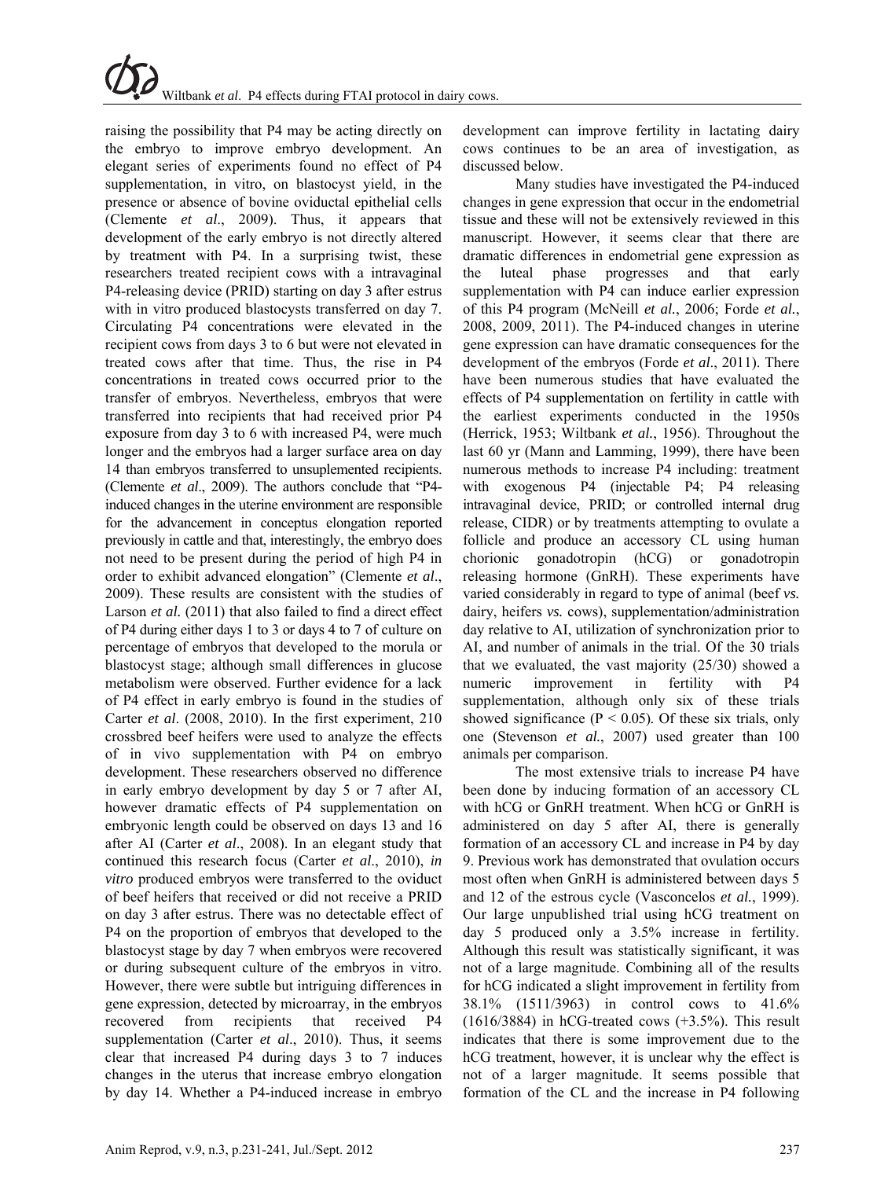raising the possibility that P4 may be acting directly on the embryo to improve embryo development. An elegant series of experiments found no effect of P4 supplementation, in vitro, on blastocyst yield, in the presence or absence of bovine oviductal epithelial cells (Clemente *et al*., 2009). Thus, it appears that development of the early embryo is not directly altered by treatment with P4. In a surprising twist, these researchers treated recipient cows with a intravaginal P4-releasing device (PRID) starting on day 3 after estrus with in vitro produced blastocysts transferred on day 7. Circulating P4 concentrations were elevated in the recipient cows from days 3 to 6 but were not elevated in treated cows after that time. Thus, the rise in P4 concentrations in treated cows occurred prior to the transfer of embryos. Nevertheless, embryos that were transferred into recipients that had received prior P4 exposure from day 3 to 6 with increased P4, were much longer and the embryos had a larger surface area on day 14 than embryos transferred to unsuplemented recipients. (Clemente *et al*., 2009). The authors conclude that "P4-induced changes in the uterine environment are responsible for the advancement in conceptus elongation reported previously in cattle and that, interestingly, the embryo does not need to be present during the period of high P4 in order to exhibit advanced elongation" (Clemente *et al*., 2009). These results are consistent with the studies of Larson *et al.* (2011) that also failed to find a direct effect of P4 during either days 1 to 3 or days 4 to 7 of culture on percentage of embryos that developed to the morula or blastocyst stage; although small differences in glucose metabolism were observed. Further evidence for a lack of P4 effect in early embryo is found in the studies of Carter *et al*. (2008, 2010). In the first experiment, 210 crossbred beef heifers were used to analyze the effects of in vivo supplementation with P4 on embryo development. These researchers observed no difference in early embryo development by day 5 or 7 after AI, however dramatic effects of P4 supplementation on embryonic length could be observed on days 13 and 16 after AI (Carter *et al*., 2008). In an elegant study that continued this research focus (Carter *et al*., 2010), *in vitro* produced embryos were transferred to the oviduct of beef heifers that received or did not receive a PRID on day 3 after estrus. There was no detectable effect of P4 on the proportion of embryos that developed to the blastocyst stage by day 7 when embryos were recovered or during subsequent culture of the embryos in vitro. However, there were subtle but intriguing differences in gene expression, detected by microarray, in the embryos recovered from recipients that received P4 supplementation (Carter *et al*., 2010). Thus, it seems clear that increased P4 during days 3 to 7 induces changes in the uterus that increase embryo elongation by day 14. Whether a P4-induced increase in embryo development can improve fertility in lactating dairy cows continues to be an area of investigation, as discussed below.

Many studies have investigated the P4-induced changes in gene expression that occur in the endometrial tissue and these will not be extensively reviewed in this manuscript. However, it seems clear that there are dramatic differences in endometrial gene expression as the luteal phase progresses and that early supplementation with P4 can induce earlier expression of this P4 program (McNeill *et al.*, 2006; Forde *et al.*, 2008, 2009, 2011). The P4-induced changes in uterine gene expression can have dramatic consequences for the development of the embryos (Forde *et al*., 2011). There have been numerous studies that have evaluated the effects of P4 supplementation on fertility in cattle with the earliest experiments conducted in the 1950s (Herrick, 1953; Wiltbank *et al.*, 1956). Throughout the last 60 yr (Mann and Lamming, 1999), there have been numerous methods to increase P4 including: treatment with exogenous P4 (injectable P4; P4 releasing intravaginal device, PRID; or controlled internal drug release, CIDR) or by treatments attempting to ovulate a follicle and produce an accessory CL using human chorionic gonadotropin (hCG) or gonadotropin releasing hormone (GnRH). These experiments have varied considerably in regard to type of animal (beef *vs.* dairy, heifers *vs.* cows), supplementation/administration day relative to AI, utilization of synchronization prior to AI, and number of animals in the trial. Of the 30 trials that we evaluated, the vast majority (25/30) showed a numeric improvement in fertility with P4 supplementation, although only six of these trials showed significance ($P < 0.05$). Of these six trials, only one (Stevenson *et al.*, 2007) used greater than 100 animals per comparison.

The most extensive trials to increase P4 have been done by inducing formation of an accessory CL with hCG or GnRH treatment. When hCG or GnRH is administered on day 5 after AI, there is generally formation of an accessory CL and increase in P4 by day 9. Previous work has demonstrated that ovulation occurs most often when GnRH is administered between days 5 and 12 of the estrous cycle (Vasconcelos *et al.*, 1999). Our large unpublished trial using hCG treatment on day 5 produced only a 3.5% increase in fertility. Although this result was statistically significant, it was not of a large magnitude. Combining all of the results for hCG indicated a slight improvement in fertility from 38.1% (1511/3963) in control cows to 41.6% (1616/3884) in hCG-treated cows (+3.5%). This result indicates that there is some improvement due to the hCG treatment, however, it is unclear why the effect is not of a larger magnitude. It seems possible that formation of the CL and the increase in P4 following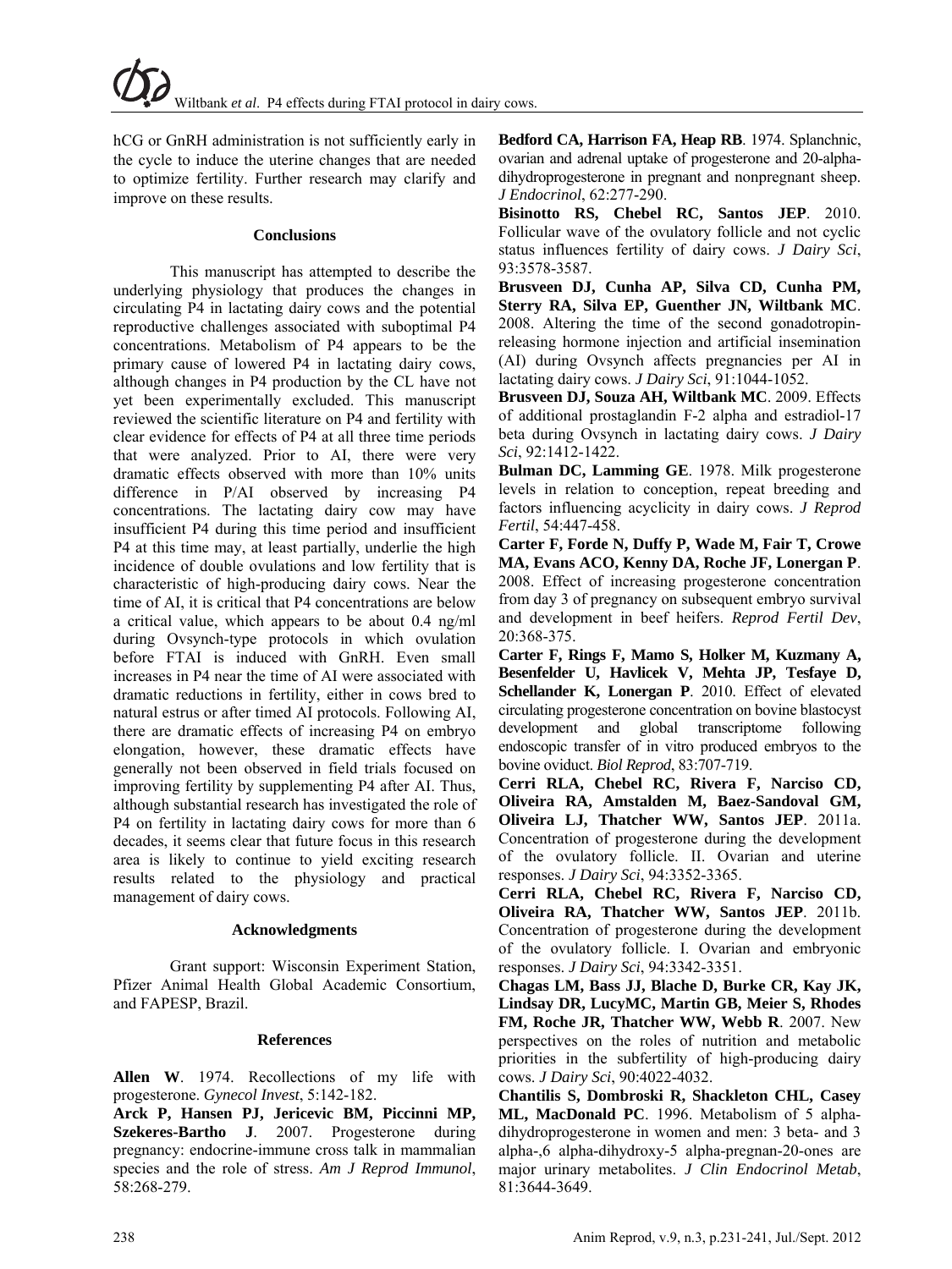hCG or GnRH administration is not sufficiently early in the cycle to induce the uterine changes that are needed to optimize fertility. Further research may clarify and improve on these results.

## Conclusions

This manuscript has attempted to describe the underlying physiology that produces the changes in circulating P4 in lactating dairy cows and the potential reproductive challenges associated with suboptimal P4 concentrations. Metabolism of P4 appears to be the primary cause of lowered P4 in lactating dairy cows, although changes in P4 production by the CL have not yet been experimentally excluded. This manuscript reviewed the scientific literature on P4 and fertility with clear evidence for effects of P4 at all three time periods that were analyzed. Prior to AI, there were very dramatic effects observed with more than 10% units difference in P/AI observed by increasing P4 concentrations. The lactating dairy cow may have insufficient P4 during this time period and insufficient P4 at this time may, at least partially, underlie the high incidence of double ovulations and low fertility that is characteristic of high-producing dairy cows. Near the time of AI, it is critical that P4 concentrations are below a critical value, which appears to be about 0.4 ng/ml during Ovsynch-type protocols in which ovulation before FTAI is induced with GnRH. Even small increases in P4 near the time of AI were associated with dramatic reductions in fertility, either in cows bred to natural estrus or after timed AI protocols. Following AI, there are dramatic effects of increasing P4 on embryo elongation, however, these dramatic effects have generally not been observed in field trials focused on improving fertility by supplementing P4 after AI. Thus, although substantial research has investigated the role of P4 on fertility in lactating dairy cows for more than 6 decades, it seems clear that future focus in this research area is likely to continue to yield exciting research results related to the physiology and practical management of dairy cows.

## Acknowledgments

Grant support: Wisconsin Experiment Station, Pfizer Animal Health Global Academic Consortium, and FAPESP, Brazil.

## References

**Allen W**. 1974. Recollections of my life with progesterone. *Gynecol Invest*, 5:142-182.

**Arck P, Hansen PJ, Jericevic BM, Piccinni MP, Szekeres-Bartho J**. 2007. Progesterone during pregnancy: endocrine-immune cross talk in mammalian species and the role of stress. *Am J Reprod Immunol*, 58:268-279.

**Bedford CA, Harrison FA, Heap RB**. 1974. Splanchnic, ovarian and adrenal uptake of progesterone and 20-alpha-dihydroprogesterone in pregnant and nonpregnant sheep. *J Endocrinol*, 62:277-290.

**Bisinotto RS, Chebel RC, Santos JEP**. 2010. Follicular wave of the ovulatory follicle and not cyclic status influences fertility of dairy cows. *J Dairy Sci*, 93:3578-3587.

**Brusveen DJ, Cunha AP, Silva CD, Cunha PM, Sterry RA, Silva EP, Guenther JN, Wiltbank MC**. 2008. Altering the time of the second gonadotropin-releasing hormone injection and artificial insemination (AI) during Ovsynch affects pregnancies per AI in lactating dairy cows. *J Dairy Sci*, 91:1044-1052.

**Brusveen DJ, Souza AH, Wiltbank MC**. 2009. Effects of additional prostaglandin F-2 alpha and estradiol-17 beta during Ovsynch in lactating dairy cows. *J Dairy Sci*, 92:1412-1422.

**Bulman DC, Lamming GE**. 1978. Milk progesterone levels in relation to conception, repeat breeding and factors influencing acyclicity in dairy cows. *J Reprod Fertil*, 54:447-458.

**Carter F, Forde N, Duffy P, Wade M, Fair T, Crowe MA, Evans ACO, Kenny DA, Roche JF, Lonergan P**. 2008. Effect of increasing progesterone concentration from day 3 of pregnancy on subsequent embryo survival and development in beef heifers. *Reprod Fertil Dev*, 20:368-375.

**Carter F, Rings F, Mamo S, Holker M, Kuzmany A, Besenfelder U, Havlicek V, Mehta JP, Tesfaye D, Schellander K, Lonergan P**. 2010. Effect of elevated circulating progesterone concentration on bovine blastocyst development and global transcriptome following endoscopic transfer of in vitro produced embryos to the bovine oviduct. *Biol Reprod*, 83:707-719.

**Cerri RLA, Chebel RC, Rivera F, Narciso CD, Oliveira RA, Amstalden M, Baez-Sandoval GM, Oliveira LJ, Thatcher WW, Santos JEP**. 2011a. Concentration of progesterone during the development of the ovulatory follicle. II. Ovarian and uterine responses. *J Dairy Sci*, 94:3352-3365.

**Cerri RLA, Chebel RC, Rivera F, Narciso CD, Oliveira RA, Thatcher WW, Santos JEP**. 2011b. Concentration of progesterone during the development of the ovulatory follicle. I. Ovarian and embryonic responses. *J Dairy Sci*, 94:3342-3351.

**Chagas LM, Bass JJ, Blache D, Burke CR, Kay JK, Lindsay DR, LucyMC, Martin GB, Meier S, Rhodes FM, Roche JR, Thatcher WW, Webb R**. 2007. New perspectives on the roles of nutrition and metabolic priorities in the subfertility of high-producing dairy cows. *J Dairy Sci*, 90:4022-4032.

**Chantilis S, Dombroski R, Shackleton CHL, Casey ML, MacDonald PC**. 1996. Metabolism of 5 alpha-dihydroprogesterone in women and men: 3 beta- and 3 alpha-,6 alpha-dihydroxy-5 alpha-pregnan-20-ones are major urinary metabolites. *J Clin Endocrinol Metab*, 81:3644-3649.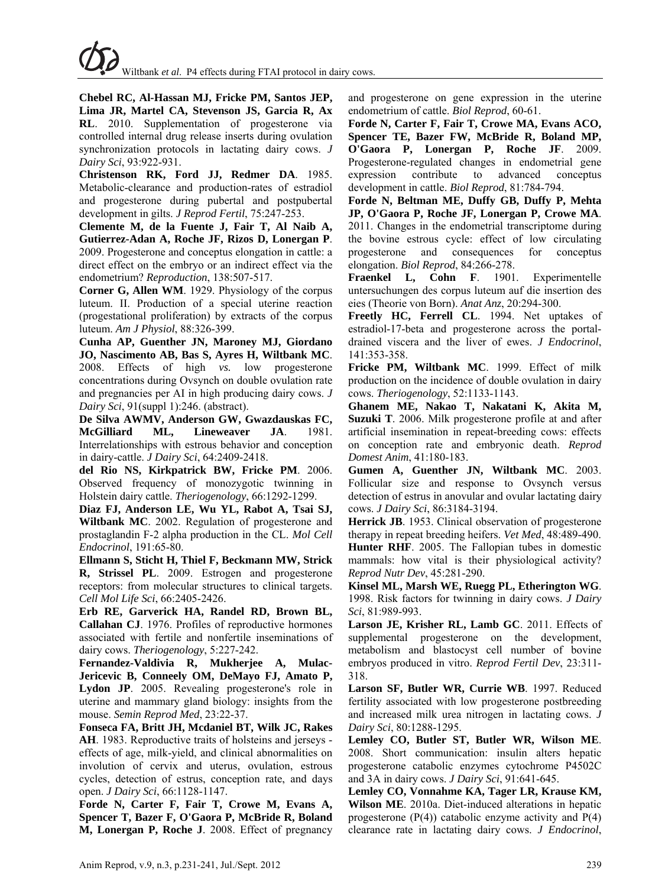**Chebel RC, Al-Hassan MJ, Fricke PM, Santos JEP, Lima JR, Martel CA, Stevenson JS, Garcia R, Ax RL**. 2010. Supplementation of progesterone via controlled internal drug release inserts during ovulation synchronization protocols in lactating dairy cows. *J Dairy Sci*, 93:922-931.

**Christenson RK, Ford JJ, Redmer DA**. 1985. Metabolic-clearance and production-rates of estradiol and progesterone during pubertal and postpubertal development in gilts. *J Reprod Fertil*, 75:247-253.

**Clemente M, de la Fuente J, Fair T, Al Naib A, Gutierrez-Adan A, Roche JF, Rizos D, Lonergan P**. 2009. Progesterone and conceptus elongation in cattle: a direct effect on the embryo or an indirect effect via the endometrium? *Reproduction*, 138:507-517.

**Corner G, Allen WM**. 1929. Physiology of the corpus luteum. II. Production of a special uterine reaction (progestational proliferation) by extracts of the corpus luteum. *Am J Physiol*, 88:326-399.

**Cunha AP, Guenther JN, Maroney MJ, Giordano JO, Nascimento AB, Bas S, Ayres H, Wiltbank MC**. 2008. Effects of high *vs.* low progesterone concentrations during Ovsynch on double ovulation rate and pregnancies per AI in high producing dairy cows. *J Dairy Sci*, 91(suppl 1):246. (abstract).

**De Silva AWMV, Anderson GW, Gwazdauskas FC, McGilliard ML, Lineweaver JA**. 1981. Interrelationships with estrous behavior and conception in dairy-cattle. *J Dairy Sci*, 64:2409-2418.

**del Rio NS, Kirkpatrick BW, Fricke PM**. 2006. Observed frequency of monozygotic twinning in Holstein dairy cattle. *Theriogenology*, 66:1292-1299.

**Diaz FJ, Anderson LE, Wu YL, Rabot A, Tsai SJ, Wiltbank MC**. 2002. Regulation of progesterone and prostaglandin F-2 alpha production in the CL. *Mol Cell Endocrinol*, 191:65-80.

**Ellmann S, Sticht H, Thiel F, Beckmann MW, Strick R, Strissel PL**. 2009. Estrogen and progesterone receptors: from molecular structures to clinical targets. *Cell Mol Life Sci*, 66:2405-2426.

**Erb RE, Garverick HA, Randel RD, Brown BL, Callahan CJ**. 1976. Profiles of reproductive hormones associated with fertile and nonfertile inseminations of dairy cows. *Theriogenology*, 5:227-242.

**Fernandez-Valdivia R, Mukherjee A, Mulac-Jericevic B, Conneely OM, DeMayo FJ, Amato P, Lydon JP**. 2005. Revealing progesterone's role in uterine and mammary gland biology: insights from the mouse. *Semin Reprod Med*, 23:22-37.

**Fonseca FA, Britt JH, Mcdaniel BT, Wilk JC, Rakes AH**. 1983. Reproductive traits of holsteins and jerseys - effects of age, milk-yield, and clinical abnormalities on involution of cervix and uterus, ovulation, estrous cycles, detection of estrus, conception rate, and days open. *J Dairy Sci*, 66:1128-1147.

**Forde N, Carter F, Fair T, Crowe M, Evans A, Spencer T, Bazer F, O'Gaora P, McBride R, Boland M, Lonergan P, Roche J**. 2008. Effect of pregnancy and progesterone on gene expression in the uterine endometrium of cattle. *Biol Reprod*, 60-61.

**Forde N, Carter F, Fair T, Crowe MA, Evans ACO, Spencer TE, Bazer FW, McBride R, Boland MP, O'Gaora P, Lonergan P, Roche JF**. 2009. Progesterone-regulated changes in endometrial gene expression contribute to advanced conceptus development in cattle. *Biol Reprod*, 81:784-794.

**Forde N, Beltman ME, Duffy GB, Duffy P, Mehta JP, O'Gaora P, Roche JF, Lonergan P, Crowe MA**. 2011. Changes in the endometrial transcriptome during the bovine estrous cycle: effect of low circulating progesterone and consequences for conceptus elongation. *Biol Reprod*, 84:266-278.

**Fraenkel L, Cohn F**. 1901. Experimentelle untersuchungen des corpus luteum auf die insertion des eies (Theorie von Born). *Anat Anz*, 20:294-300.

**Freetly HC, Ferrell CL**. 1994. Net uptakes of estradiol-17-beta and progesterone across the portal-drained viscera and the liver of ewes. *J Endocrinol*, 141:353-358.

**Fricke PM, Wiltbank MC**. 1999. Effect of milk production on the incidence of double ovulation in dairy cows. *Theriogenology*, 52:1133-1143.

**Ghanem ME, Nakao T, Nakatani K, Akita M, Suzuki T**. 2006. Milk progesterone profile at and after artificial insemination in repeat-breeding cows: effects on conception rate and embryonic death. *Reprod Domest Anim*, 41:180-183.

**Gumen A, Guenther JN, Wiltbank MC**. 2003. Follicular size and response to Ovsynch versus detection of estrus in anovular and ovular lactating dairy cows. *J Dairy Sci*, 86:3184-3194.

**Herrick JB**. 1953. Clinical observation of progesterone therapy in repeat breeding heifers. *Vet Med*, 48:489-490.

**Hunter RHF**. 2005. The Fallopian tubes in domestic mammals: how vital is their physiological activity? *Reprod Nutr Dev*, 45:281-290.

**Kinsel ML, Marsh WE, Ruegg PL, Etherington WG**. 1998. Risk factors for twinning in dairy cows. *J Dairy Sci*, 81:989-993.

**Larson JE, Krisher RL, Lamb GC**. 2011. Effects of supplemental progesterone on the development, metabolism and blastocyst cell number of bovine embryos produced in vitro. *Reprod Fertil Dev*, 23:311-318.

**Larson SF, Butler WR, Currie WB**. 1997. Reduced fertility associated with low progesterone postbreeding and increased milk urea nitrogen in lactating cows. *J Dairy Sci*, 80:1288-1295.

**Lemley CO, Butler ST, Butler WR, Wilson ME**. 2008. Short communication: insulin alters hepatic progesterone catabolic enzymes cytochrome P4502C and 3A in dairy cows. *J Dairy Sci*, 91:641-645.

**Lemley CO, Vonnahme KA, Tager LR, Krause KM, Wilson ME**. 2010a. Diet-induced alterations in hepatic progesterone (P(4)) catabolic enzyme activity and P(4) clearance rate in lactating dairy cows. *J Endocrinol*,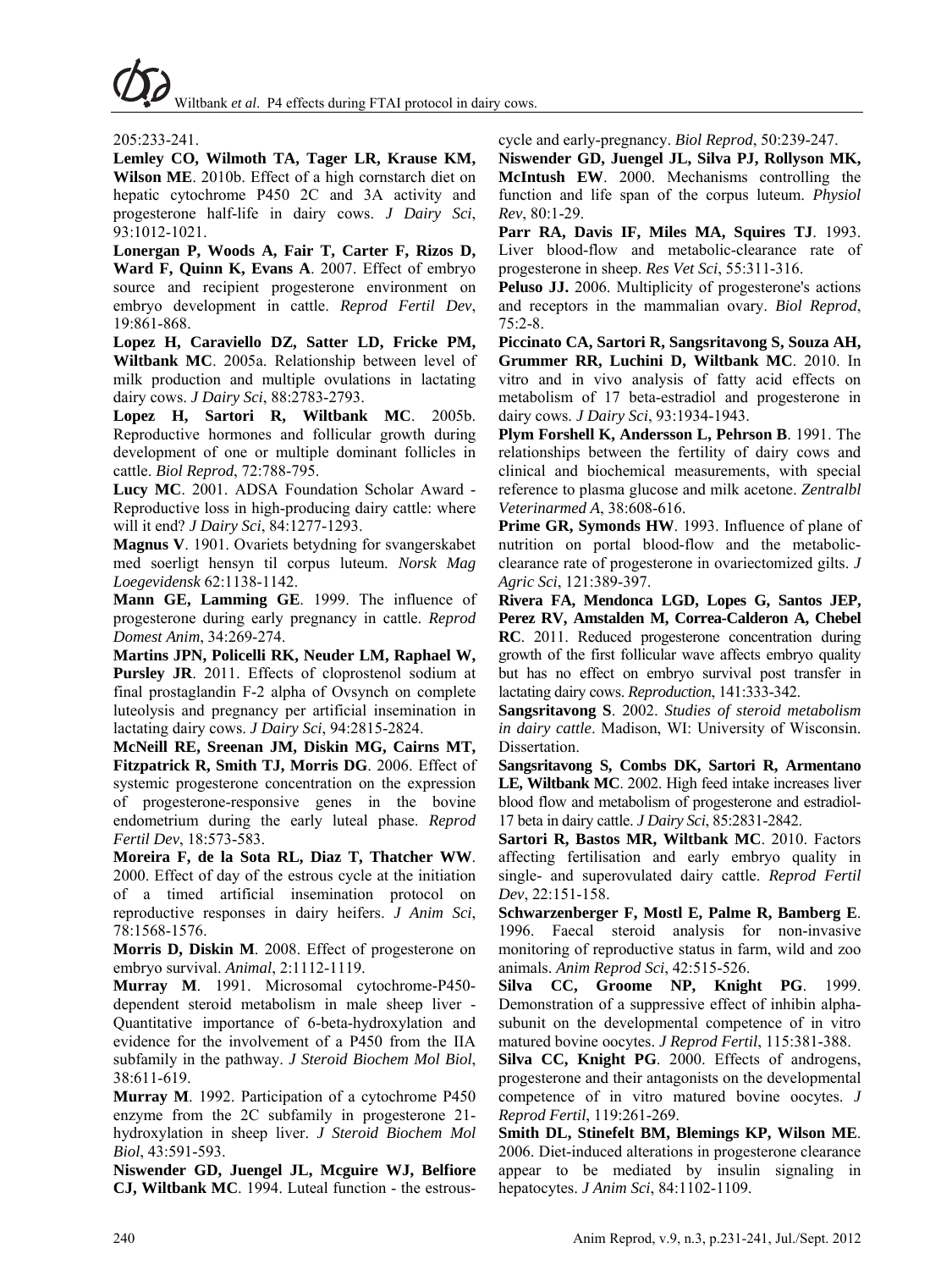205:233-241.

**Lemley CO, Wilmoth TA, Tager LR, Krause KM, Wilson ME**. 2010b. Effect of a high cornstarch diet on hepatic cytochrome P450 2C and 3A activity and progesterone half-life in dairy cows. *J Dairy Sci*, 93:1012-1021.

**Lonergan P, Woods A, Fair T, Carter F, Rizos D, Ward F, Quinn K, Evans A**. 2007. Effect of embryo source and recipient progesterone environment on embryo development in cattle. *Reprod Fertil Dev*, 19:861-868.

**Lopez H, Caraviello DZ, Satter LD, Fricke PM, Wiltbank MC**. 2005a. Relationship between level of milk production and multiple ovulations in lactating dairy cows. *J Dairy Sci*, 88:2783-2793.

**Lopez H, Sartori R, Wiltbank MC**. 2005b. Reproductive hormones and follicular growth during development of one or multiple dominant follicles in cattle. *Biol Reprod*, 72:788-795.

**Lucy MC**. 2001. ADSA Foundation Scholar Award - Reproductive loss in high-producing dairy cattle: where will it end? *J Dairy Sci*, 84:1277-1293.

**Magnus V**. 1901. Ovariets betydning for svangerskabet med soerligt hensyn til corpus luteum. *Norsk Mag Loegevidensk* 62:1138-1142.

**Mann GE, Lamming GE**. 1999. The influence of progesterone during early pregnancy in cattle. *Reprod Domest Anim*, 34:269-274.

**Martins JPN, Policelli RK, Neuder LM, Raphael W, Pursley JR**. 2011. Effects of cloprostenol sodium at final prostaglandin F-2 alpha of Ovsynch on complete luteolysis and pregnancy per artificial insemination in lactating dairy cows. *J Dairy Sci*, 94:2815-2824.

**McNeill RE, Sreenan JM, Diskin MG, Cairns MT, Fitzpatrick R, Smith TJ, Morris DG**. 2006. Effect of systemic progesterone concentration on the expression of progesterone-responsive genes in the bovine endometrium during the early luteal phase. *Reprod Fertil Dev*, 18:573-583.

**Moreira F, de la Sota RL, Diaz T, Thatcher WW**. 2000. Effect of day of the estrous cycle at the initiation of a timed artificial insemination protocol on reproductive responses in dairy heifers. *J Anim Sci*, 78:1568-1576.

**Morris D, Diskin M**. 2008. Effect of progesterone on embryo survival. *Animal*, 2:1112-1119.

**Murray M**. 1991. Microsomal cytochrome-P450-dependent steroid metabolism in male sheep liver - Quantitative importance of 6-beta-hydroxylation and evidence for the involvement of a P450 from the IIA subfamily in the pathway. *J Steroid Biochem Mol Biol*, 38:611-619.

**Murray M**. 1992. Participation of a cytochrome P450 enzyme from the 2C subfamily in progesterone 21-hydroxylation in sheep liver. *J Steroid Biochem Mol Biol*, 43:591-593.

**Niswender GD, Juengel JL, Mcguire WJ, Belfiore CJ, Wiltbank MC**. 1994. Luteal function - the estrous-cycle and early-pregnancy. *Biol Reprod*, 50:239-247.

**Niswender GD, Juengel JL, Silva PJ, Rollyson MK, McIntush EW**. 2000. Mechanisms controlling the function and life span of the corpus luteum. *Physiol Rev*, 80:1-29.

**Parr RA, Davis IF, Miles MA, Squires TJ**. 1993. Liver blood-flow and metabolic-clearance rate of progesterone in sheep. *Res Vet Sci*, 55:311-316.

**Peluso JJ.** 2006. Multiplicity of progesterone's actions and receptors in the mammalian ovary. *Biol Reprod*, 75:2-8.

**Piccinato CA, Sartori R, Sangsritavong S, Souza AH, Grummer RR, Luchini D, Wiltbank MC**. 2010. In vitro and in vivo analysis of fatty acid effects on metabolism of 17 beta-estradiol and progesterone in dairy cows. *J Dairy Sci*, 93:1934-1943.

**Plym Forshell K, Andersson L, Pehrson B**. 1991. The relationships between the fertility of dairy cows and clinical and biochemical measurements, with special reference to plasma glucose and milk acetone. *Zentralbl Veterinarmed A*, 38:608-616.

**Prime GR, Symonds HW**. 1993. Influence of plane of nutrition on portal blood-flow and the metabolic-clearance rate of progesterone in ovariectomized gilts. *J Agric Sci*, 121:389-397.

**Rivera FA, Mendonca LGD, Lopes G, Santos JEP, Perez RV, Amstalden M, Correa-Calderon A, Chebel RC**. 2011. Reduced progesterone concentration during growth of the first follicular wave affects embryo quality but has no effect on embryo survival post transfer in lactating dairy cows. *Reproduction*, 141:333-342.

**Sangsritavong S**. 2002. *Studies of steroid metabolism in dairy cattle*. Madison, WI: University of Wisconsin. Dissertation.

**Sangsritavong S, Combs DK, Sartori R, Armentano LE, Wiltbank MC**. 2002. High feed intake increases liver blood flow and metabolism of progesterone and estradiol-17 beta in dairy cattle. *J Dairy Sci*, 85:2831-2842.

**Sartori R, Bastos MR, Wiltbank MC**. 2010. Factors affecting fertilisation and early embryo quality in single- and superovulated dairy cattle. *Reprod Fertil Dev*, 22:151-158.

**Schwarzenberger F, Mostl E, Palme R, Bamberg E**. 1996. Faecal steroid analysis for non-invasive monitoring of reproductive status in farm, wild and zoo animals. *Anim Reprod Sci*, 42:515-526.

**Silva CC, Groome NP, Knight PG**. 1999. Demonstration of a suppressive effect of inhibin alpha-subunit on the developmental competence of in vitro matured bovine oocytes. *J Reprod Fertil*, 115:381-388.

**Silva CC, Knight PG**. 2000. Effects of androgens, progesterone and their antagonists on the developmental competence of in vitro matured bovine oocytes. *J Reprod Fertil*, 119:261-269.

**Smith DL, Stinefelt BM, Blemings KP, Wilson ME**. 2006. Diet-induced alterations in progesterone clearance appear to be mediated by insulin signaling in hepatocytes. *J Anim Sci*, 84:1102-1109.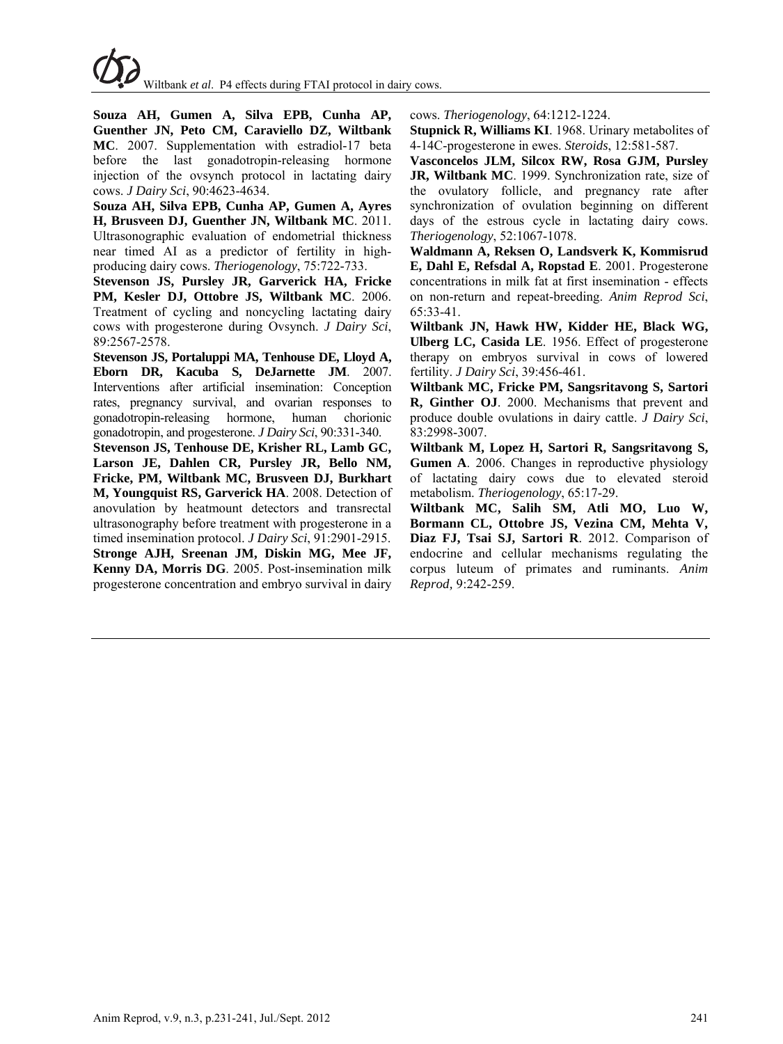**Souza AH, Gumen A, Silva EPB, Cunha AP, Guenther JN, Peto CM, Caraviello DZ, Wiltbank MC**. 2007. Supplementation with estradiol-17 beta before the last gonadotropin-releasing hormone injection of the ovsynch protocol in lactating dairy cows. *J Dairy Sci*, 90:4623-4634.

**Souza AH, Silva EPB, Cunha AP, Gumen A, Ayres H, Brusveen DJ, Guenther JN, Wiltbank MC**. 2011. Ultrasonographic evaluation of endometrial thickness near timed AI as a predictor of fertility in high-producing dairy cows. *Theriogenology*, 75:722-733.

**Stevenson JS, Pursley JR, Garverick HA, Fricke PM, Kesler DJ, Ottobre JS, Wiltbank MC**. 2006. Treatment of cycling and noncycling lactating dairy cows with progesterone during Ovsynch. *J Dairy Sci*, 89:2567-2578.

**Stevenson JS, Portaluppi MA, Tenhouse DE, Lloyd A, Eborn DR, Kacuba S, DeJarnette JM**. 2007. Interventions after artificial insemination: Conception rates, pregnancy survival, and ovarian responses to gonadotropin-releasing hormone, human chorionic gonadotropin, and progesterone. *J Dairy Sci*, 90:331-340.

**Stevenson JS, Tenhouse DE, Krisher RL, Lamb GC, Larson JE, Dahlen CR, Pursley JR, Bello NM, Fricke, PM, Wiltbank MC, Brusveen DJ, Burkhart M, Youngquist RS, Garverick HA**. 2008. Detection of anovulation by heatmount detectors and transrectal ultrasonography before treatment with progesterone in a timed insemination protocol. *J Dairy Sci*, 91:2901-2915.

**Stronge AJH, Sreenan JM, Diskin MG, Mee JF, Kenny DA, Morris DG**. 2005. Post-insemination milk progesterone concentration and embryo survival in dairy cows. *Theriogenology*, 64:1212-1224.

**Stupnick R, Williams KI**. 1968. Urinary metabolites of 4-14C-progesterone in ewes. *Steroids*, 12:581-587.

**Vasconcelos JLM, Silcox RW, Rosa GJM, Pursley JR, Wiltbank MC**. 1999. Synchronization rate, size of the ovulatory follicle, and pregnancy rate after synchronization of ovulation beginning on different days of the estrous cycle in lactating dairy cows. *Theriogenology*, 52:1067-1078.

**Waldmann A, Reksen O, Landsverk K, Kommisrud E, Dahl E, Refsdal A, Ropstad E**. 2001. Progesterone concentrations in milk fat at first insemination - effects on non-return and repeat-breeding. *Anim Reprod Sci*, 65:33-41.

**Wiltbank JN, Hawk HW, Kidder HE, Black WG, Ulberg LC, Casida LE**. 1956. Effect of progesterone therapy on embryos survival in cows of lowered fertility. *J Dairy Sci*, 39:456-461.

**Wiltbank MC, Fricke PM, Sangsritavong S, Sartori R, Ginther OJ**. 2000. Mechanisms that prevent and produce double ovulations in dairy cattle. *J Dairy Sci*, 83:2998-3007.

**Wiltbank M, Lopez H, Sartori R, Sangsritavong S, Gumen A**. 2006. Changes in reproductive physiology of lactating dairy cows due to elevated steroid metabolism. *Theriogenology*, 65:17-29.

**Wiltbank MC, Salih SM, Atli MO, Luo W, Bormann CL, Ottobre JS, Vezina CM, Mehta V, Diaz FJ, Tsai SJ, Sartori R**. 2012. Comparison of endocrine and cellular mechanisms regulating the corpus luteum of primates and ruminants. *Anim Reprod*, 9:242-259.